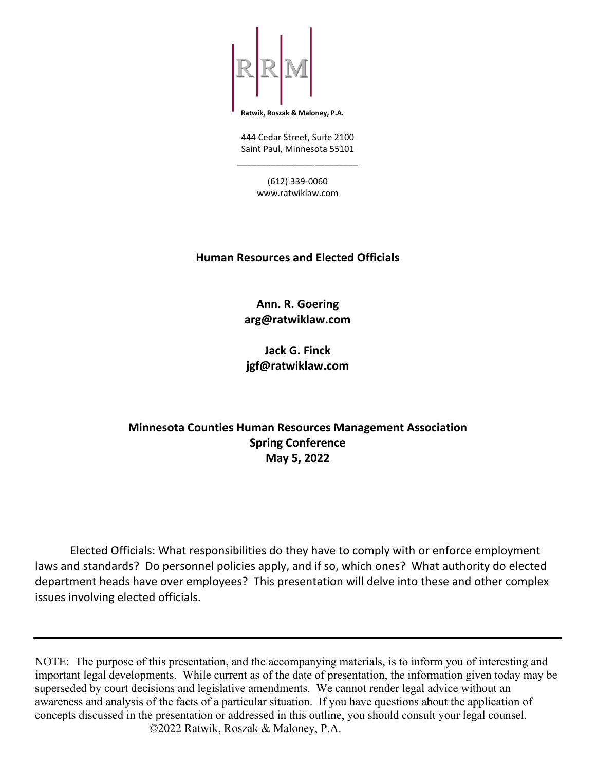RRM

**Ratwik, Roszak & Maloney, P.A.**

444 Cedar Street, Suite 2100
Saint Paul, Minnesota 55101

---

(612) 339-0060
www.ratwiklaw.com

# Human Resources and Elected Officials

**Ann. R. Goering**
**arg@ratwiklaw.com**

**Jack G. Finck**
**jgf@ratwiklaw.com**

**Minnesota Counties Human Resources Management Association**
**Spring Conference**
**May 5, 2022**

Elected Officials: What responsibilities do they have to comply with or enforce employment laws and standards? Do personnel policies apply, and if so, which ones? What authority do elected department heads have over employees? This presentation will delve into these and other complex issues involving elected officials.

---

NOTE: The purpose of this presentation, and the accompanying materials, is to inform you of interesting and important legal developments. While current as of the date of presentation, the information given today may be superseded by court decisions and legislative amendments. We cannot render legal advice without an awareness and analysis of the facts of a particular situation. If you have questions about the application of concepts discussed in the presentation or addressed in this outline, you should consult your legal counsel.
©2022 Ratwik, Roszak & Maloney, P.A.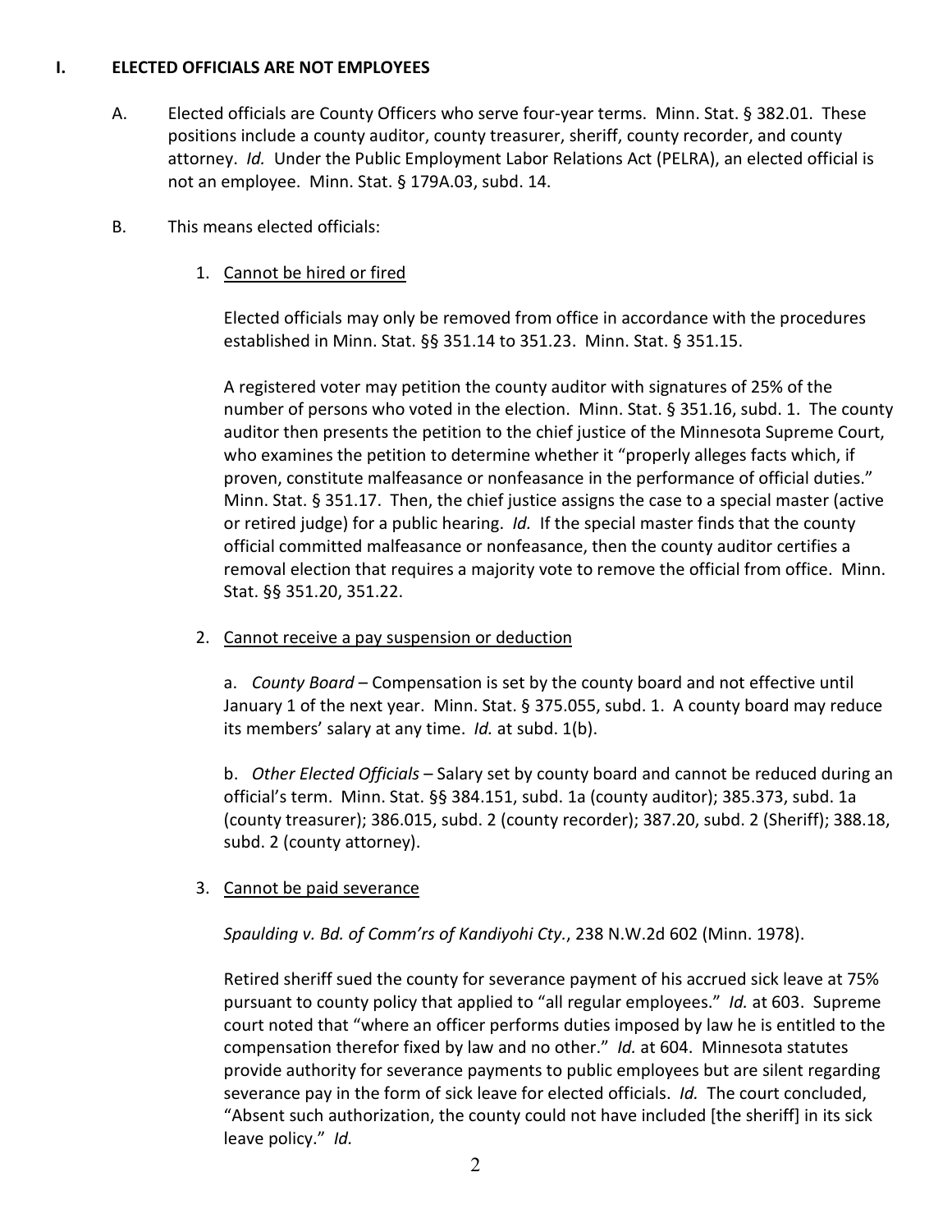## I. ELECTED OFFICIALS ARE NOT EMPLOYEES

A. Elected officials are County Officers who serve four-year terms. Minn. Stat. § 382.01. These positions include a county auditor, county treasurer, sheriff, county recorder, and county attorney. *Id.* Under the Public Employment Labor Relations Act (PELRA), an elected official is not an employee. Minn. Stat. § 179A.03, subd. 14.

B. This means elected officials:

1. <u>Cannot be hired or fired</u>

   Elected officials may only be removed from office in accordance with the procedures established in Minn. Stat. §§ 351.14 to 351.23. Minn. Stat. § 351.15.

   A registered voter may petition the county auditor with signatures of 25% of the number of persons who voted in the election. Minn. Stat. § 351.16, subd. 1. The county auditor then presents the petition to the chief justice of the Minnesota Supreme Court, who examines the petition to determine whether it "properly alleges facts which, if proven, constitute malfeasance or nonfeasance in the performance of official duties." Minn. Stat. § 351.17. Then, the chief justice assigns the case to a special master (active or retired judge) for a public hearing. *Id.* If the special master finds that the county official committed malfeasance or nonfeasance, then the county auditor certifies a removal election that requires a majority vote to remove the official from office. Minn. Stat. §§ 351.20, 351.22.

2. <u>Cannot receive a pay suspension or deduction</u>

   a. *County Board* – Compensation is set by the county board and not effective until January 1 of the next year. Minn. Stat. § 375.055, subd. 1. A county board may reduce its members' salary at any time. *Id.* at subd. 1(b).

   b. *Other Elected Officials* – Salary set by county board and cannot be reduced during an official's term. Minn. Stat. §§ 384.151, subd. 1a (county auditor); 385.373, subd. 1a (county treasurer); 386.015, subd. 2 (county recorder); 387.20, subd. 2 (Sheriff); 388.18, subd. 2 (county attorney).

3. <u>Cannot be paid severance</u>

   *Spaulding v. Bd. of Comm'rs of Kandiyohi Cty.*, 238 N.W.2d 602 (Minn. 1978).

   Retired sheriff sued the county for severance payment of his accrued sick leave at 75% pursuant to county policy that applied to "all regular employees." *Id.* at 603. Supreme court noted that "where an officer performs duties imposed by law he is entitled to the compensation therefor fixed by law and no other." *Id.* at 604. Minnesota statutes provide authority for severance payments to public employees but are silent regarding severance pay in the form of sick leave for elected officials. *Id.* The court concluded, "Absent such authorization, the county could not have included [the sheriff] in its sick leave policy." *Id.*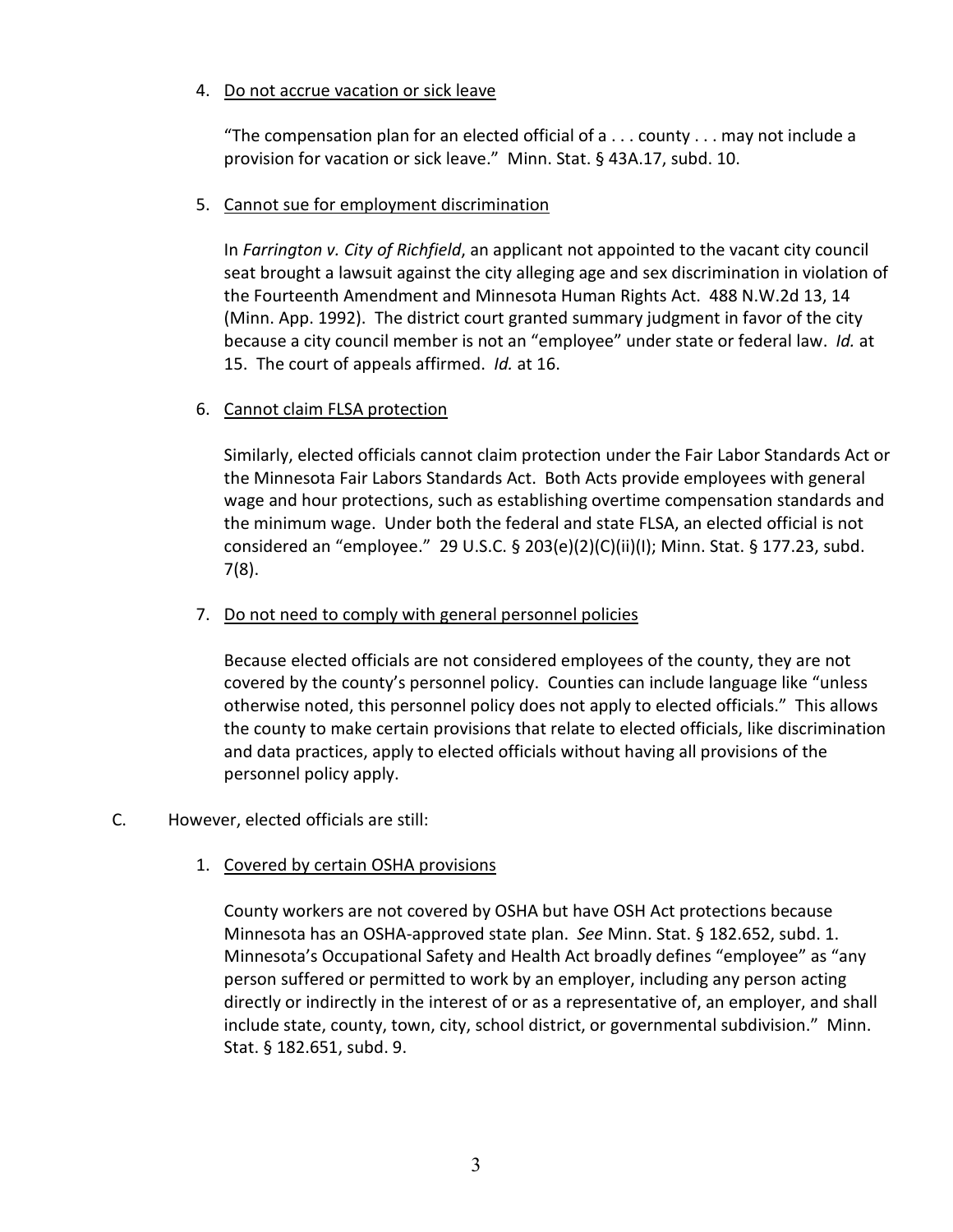4. <u>Do not accrue vacation or sick leave</u>

   "The compensation plan for an elected official of a . . . county . . . may not include a provision for vacation or sick leave." Minn. Stat. § 43A.17, subd. 10.

5. <u>Cannot sue for employment discrimination</u>

   In *Farrington v. City of Richfield*, an applicant not appointed to the vacant city council seat brought a lawsuit against the city alleging age and sex discrimination in violation of the Fourteenth Amendment and Minnesota Human Rights Act. 488 N.W.2d 13, 14 (Minn. App. 1992). The district court granted summary judgment in favor of the city because a city council member is not an "employee" under state or federal law. *Id.* at 15. The court of appeals affirmed. *Id.* at 16.

6. <u>Cannot claim FLSA protection</u>

   Similarly, elected officials cannot claim protection under the Fair Labor Standards Act or the Minnesota Fair Labors Standards Act. Both Acts provide employees with general wage and hour protections, such as establishing overtime compensation standards and the minimum wage. Under both the federal and state FLSA, an elected official is not considered an "employee." 29 U.S.C. § 203(e)(2)(C)(ii)(I); Minn. Stat. § 177.23, subd. 7(8).

7. <u>Do not need to comply with general personnel policies</u>

   Because elected officials are not considered employees of the county, they are not covered by the county's personnel policy. Counties can include language like "unless otherwise noted, this personnel policy does not apply to elected officials." This allows the county to make certain provisions that relate to elected officials, like discrimination and data practices, apply to elected officials without having all provisions of the personnel policy apply.

C. However, elected officials are still:

1. <u>Covered by certain OSHA provisions</u>

   County workers are not covered by OSHA but have OSH Act protections because Minnesota has an OSHA-approved state plan. *See* Minn. Stat. § 182.652, subd. 1. Minnesota's Occupational Safety and Health Act broadly defines "employee" as "any person suffered or permitted to work by an employer, including any person acting directly or indirectly in the interest of or as a representative of, an employer, and shall include state, county, town, city, school district, or governmental subdivision." Minn. Stat. § 182.651, subd. 9.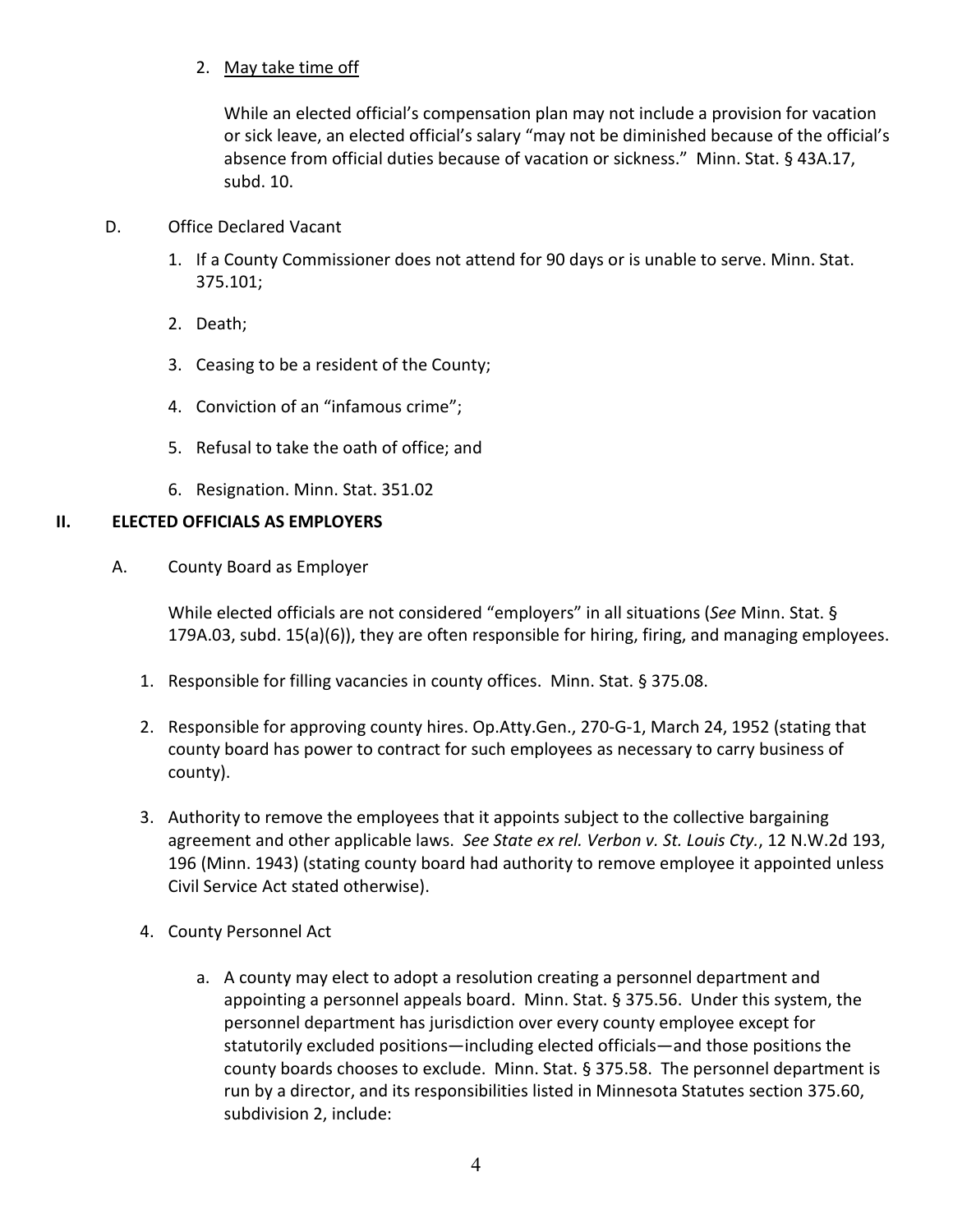2. May take time off

   While an elected official's compensation plan may not include a provision for vacation or sick leave, an elected official's salary "may not be diminished because of the official's absence from official duties because of vacation or sickness." Minn. Stat. § 43A.17, subd. 10.

D. Office Declared Vacant

   1. If a County Commissioner does not attend for 90 days or is unable to serve. Minn. Stat. 375.101;
   2. Death;
   3. Ceasing to be a resident of the County;
   4. Conviction of an "infamous crime";
   5. Refusal to take the oath of office; and
   6. Resignation. Minn. Stat. 351.02

## II. ELECTED OFFICIALS AS EMPLOYERS

A. County Board as Employer

   While elected officials are not considered "employers" in all situations (*See* Minn. Stat. § 179A.03, subd. 15(a)(6)), they are often responsible for hiring, firing, and managing employees.

   1. Responsible for filling vacancies in county offices. Minn. Stat. § 375.08.
   2. Responsible for approving county hires. Op.Atty.Gen., 270-G-1, March 24, 1952 (stating that county board has power to contract for such employees as necessary to carry business of county).
   3. Authority to remove the employees that it appoints subject to the collective bargaining agreement and other applicable laws. *See State ex rel. Verbon v. St. Louis Cty.*, 12 N.W.2d 193, 196 (Minn. 1943) (stating county board had authority to remove employee it appointed unless Civil Service Act stated otherwise).
   4. County Personnel Act

      a. A county may elect to adopt a resolution creating a personnel department and appointing a personnel appeals board. Minn. Stat. § 375.56. Under this system, the personnel department has jurisdiction over every county employee except for statutorily excluded positions—including elected officials—and those positions the county boards chooses to exclude. Minn. Stat. § 375.58. The personnel department is run by a director, and its responsibilities listed in Minnesota Statutes section 375.60, subdivision 2, include: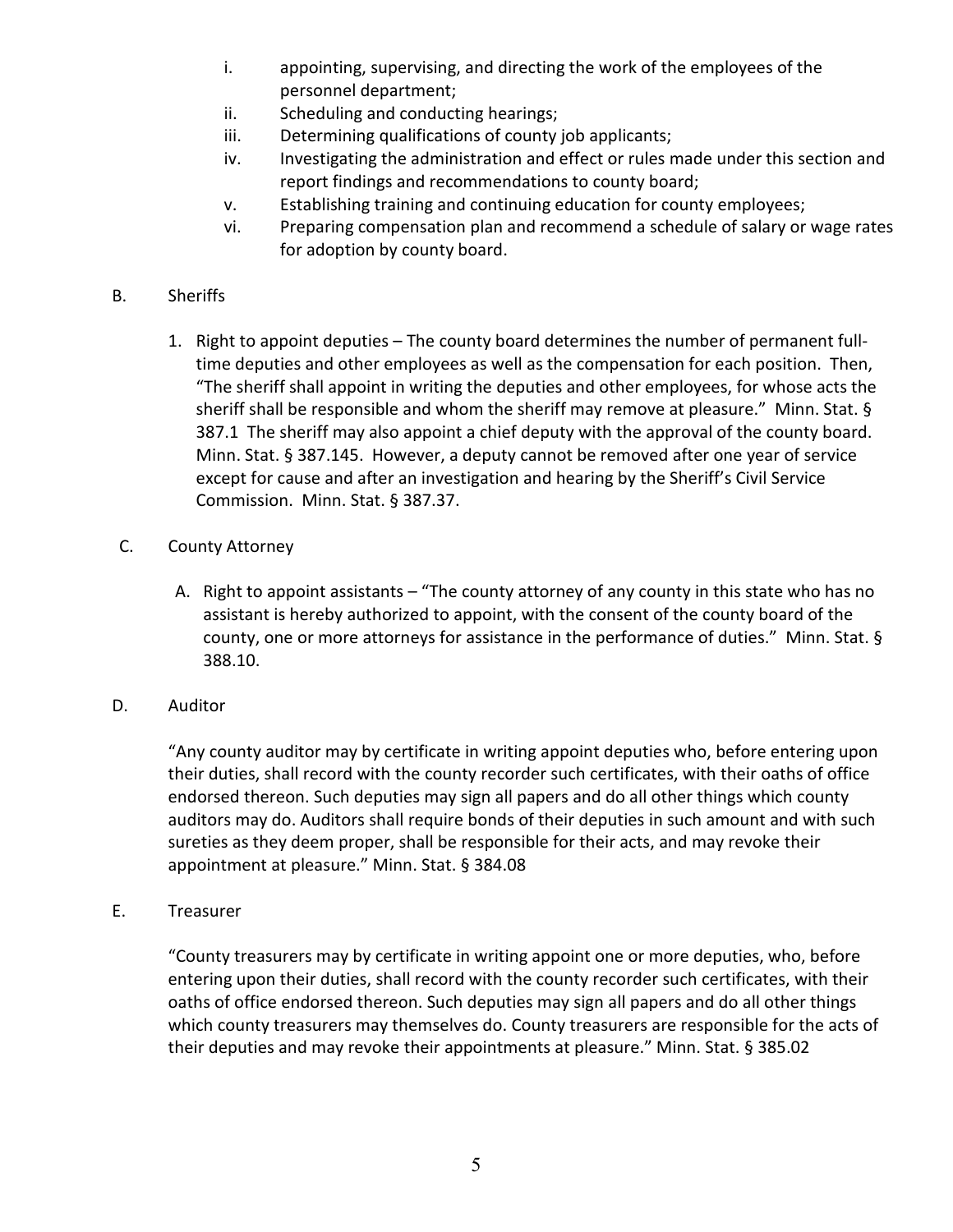i. appointing, supervising, and directing the work of the employees of the personnel department;
ii. Scheduling and conducting hearings;
iii. Determining qualifications of county job applicants;
iv. Investigating the administration and effect or rules made under this section and report findings and recommendations to county board;
v. Establishing training and continuing education for county employees;
vi. Preparing compensation plan and recommend a schedule of salary or wage rates for adoption by county board.

B. Sheriffs

1. Right to appoint deputies – The county board determines the number of permanent full-time deputies and other employees as well as the compensation for each position. Then, "The sheriff shall appoint in writing the deputies and other employees, for whose acts the sheriff shall be responsible and whom the sheriff may remove at pleasure." Minn. Stat. § 387.1 The sheriff may also appoint a chief deputy with the approval of the county board. Minn. Stat. § 387.145. However, a deputy cannot be removed after one year of service except for cause and after an investigation and hearing by the Sheriff's Civil Service Commission. Minn. Stat. § 387.37.

C. County Attorney

A. Right to appoint assistants – "The county attorney of any county in this state who has no assistant is hereby authorized to appoint, with the consent of the county board of the county, one or more attorneys for assistance in the performance of duties." Minn. Stat. § 388.10.

D. Auditor

"Any county auditor may by certificate in writing appoint deputies who, before entering upon their duties, shall record with the county recorder such certificates, with their oaths of office endorsed thereon. Such deputies may sign all papers and do all other things which county auditors may do. Auditors shall require bonds of their deputies in such amount and with such sureties as they deem proper, shall be responsible for their acts, and may revoke their appointment at pleasure." Minn. Stat. § 384.08

E. Treasurer

"County treasurers may by certificate in writing appoint one or more deputies, who, before entering upon their duties, shall record with the county recorder such certificates, with their oaths of office endorsed thereon. Such deputies may sign all papers and do all other things which county treasurers may themselves do. County treasurers are responsible for the acts of their deputies and may revoke their appointments at pleasure." Minn. Stat. § 385.02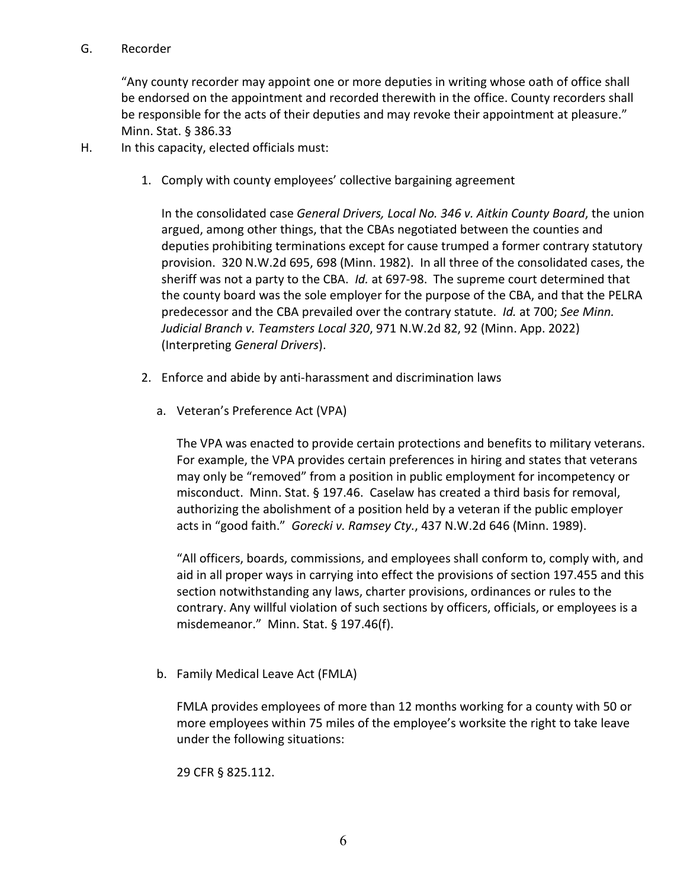G. Recorder

"Any county recorder may appoint one or more deputies in writing whose oath of office shall be endorsed on the appointment and recorded therewith in the office. County recorders shall be responsible for the acts of their deputies and may revoke their appointment at pleasure." Minn. Stat. § 386.33

H. In this capacity, elected officials must:

1. Comply with county employees' collective bargaining agreement

   In the consolidated case *General Drivers, Local No. 346 v. Aitkin County Board*, the union argued, among other things, that the CBAs negotiated between the counties and deputies prohibiting terminations except for cause trumped a former contrary statutory provision. 320 N.W.2d 695, 698 (Minn. 1982). In all three of the consolidated cases, the sheriff was not a party to the CBA. *Id.* at 697-98. The supreme court determined that the county board was the sole employer for the purpose of the CBA, and that the PELRA predecessor and the CBA prevailed over the contrary statute. *Id.* at 700; *See Minn. Judicial Branch v. Teamsters Local 320*, 971 N.W.2d 82, 92 (Minn. App. 2022) (Interpreting *General Drivers*).

2. Enforce and abide by anti-harassment and discrimination laws

   a. Veteran's Preference Act (VPA)

      The VPA was enacted to provide certain protections and benefits to military veterans. For example, the VPA provides certain preferences in hiring and states that veterans may only be "removed" from a position in public employment for incompetency or misconduct. Minn. Stat. § 197.46. Caselaw has created a third basis for removal, authorizing the abolishment of a position held by a veteran if the public employer acts in "good faith." *Gorecki v. Ramsey Cty.*, 437 N.W.2d 646 (Minn. 1989).

      "All officers, boards, commissions, and employees shall conform to, comply with, and aid in all proper ways in carrying into effect the provisions of section 197.455 and this section notwithstanding any laws, charter provisions, ordinances or rules to the contrary. Any willful violation of such sections by officers, officials, or employees is a misdemeanor." Minn. Stat. § 197.46(f).

   b. Family Medical Leave Act (FMLA)

      FMLA provides employees of more than 12 months working for a county with 50 or more employees within 75 miles of the employee's worksite the right to take leave under the following situations:

      29 CFR § 825.112.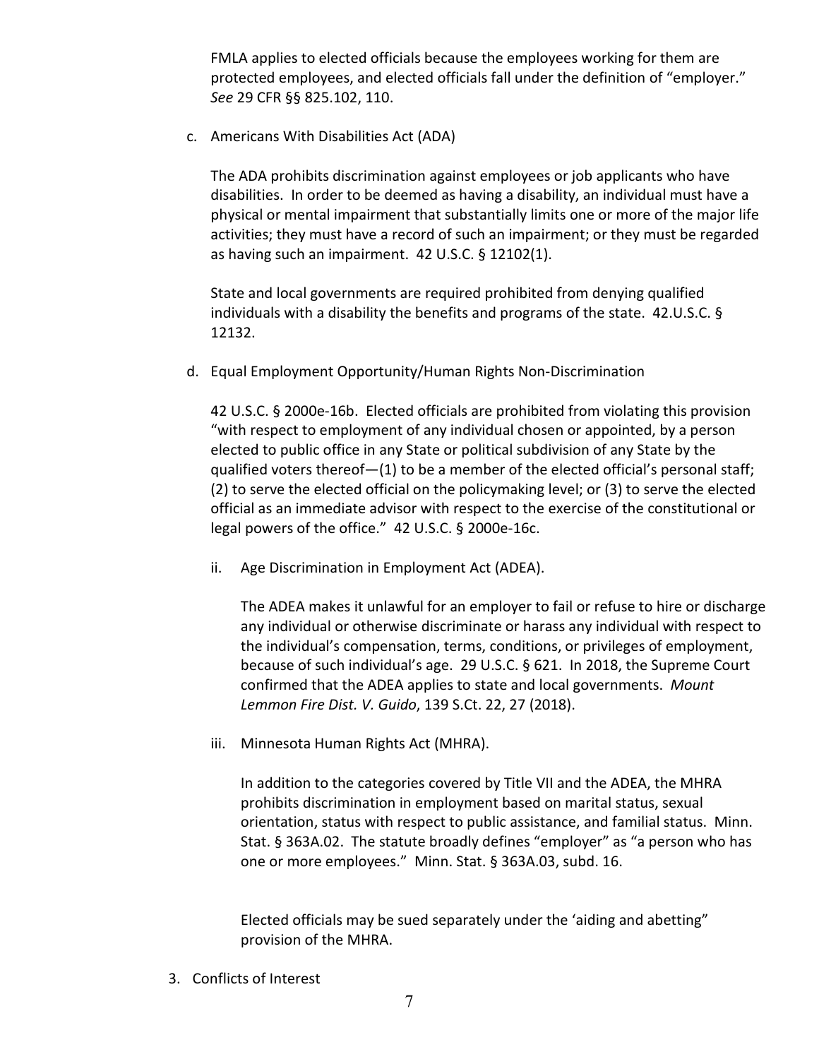FMLA applies to elected officials because the employees working for them are protected employees, and elected officials fall under the definition of "employer." *See* 29 CFR §§ 825.102, 110.

c. Americans With Disabilities Act (ADA)

   The ADA prohibits discrimination against employees or job applicants who have disabilities. In order to be deemed as having a disability, an individual must have a physical or mental impairment that substantially limits one or more of the major life activities; they must have a record of such an impairment; or they must be regarded as having such an impairment. 42 U.S.C. § 12102(1).

   State and local governments are required prohibited from denying qualified individuals with a disability the benefits and programs of the state. 42.U.S.C. § 12132.

d. Equal Employment Opportunity/Human Rights Non-Discrimination

   42 U.S.C. § 2000e-16b. Elected officials are prohibited from violating this provision "with respect to employment of any individual chosen or appointed, by a person elected to public office in any State or political subdivision of any State by the qualified voters thereof—(1) to be a member of the elected official's personal staff; (2) to serve the elected official on the policymaking level; or (3) to serve the elected official as an immediate advisor with respect to the exercise of the constitutional or legal powers of the office." 42 U.S.C. § 2000e-16c.

   ii. Age Discrimination in Employment Act (ADEA).

      The ADEA makes it unlawful for an employer to fail or refuse to hire or discharge any individual or otherwise discriminate or harass any individual with respect to the individual's compensation, terms, conditions, or privileges of employment, because of such individual's age. 29 U.S.C. § 621. In 2018, the Supreme Court confirmed that the ADEA applies to state and local governments. *Mount Lemmon Fire Dist. V. Guido*, 139 S.Ct. 22, 27 (2018).

   iii. Minnesota Human Rights Act (MHRA).

      In addition to the categories covered by Title VII and the ADEA, the MHRA prohibits discrimination in employment based on marital status, sexual orientation, status with respect to public assistance, and familial status. Minn. Stat. § 363A.02. The statute broadly defines "employer" as "a person who has one or more employees." Minn. Stat. § 363A.03, subd. 16.

      Elected officials may be sued separately under the 'aiding and abetting" provision of the MHRA.

3. Conflicts of Interest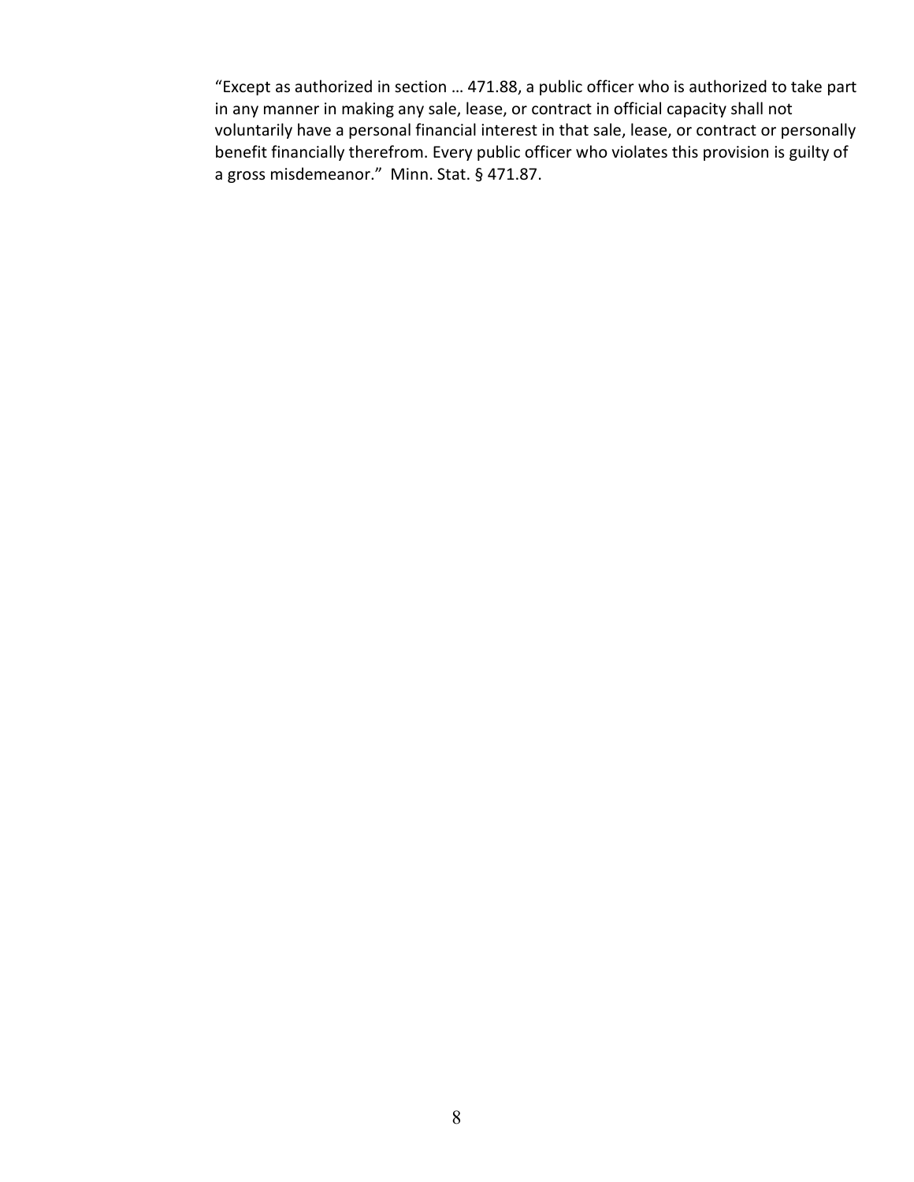"Except as authorized in section … 471.88, a public officer who is authorized to take part in any manner in making any sale, lease, or contract in official capacity shall not voluntarily have a personal financial interest in that sale, lease, or contract or personally benefit financially therefrom. Every public officer who violates this provision is guilty of a gross misdemeanor." Minn. Stat. § 471.87.